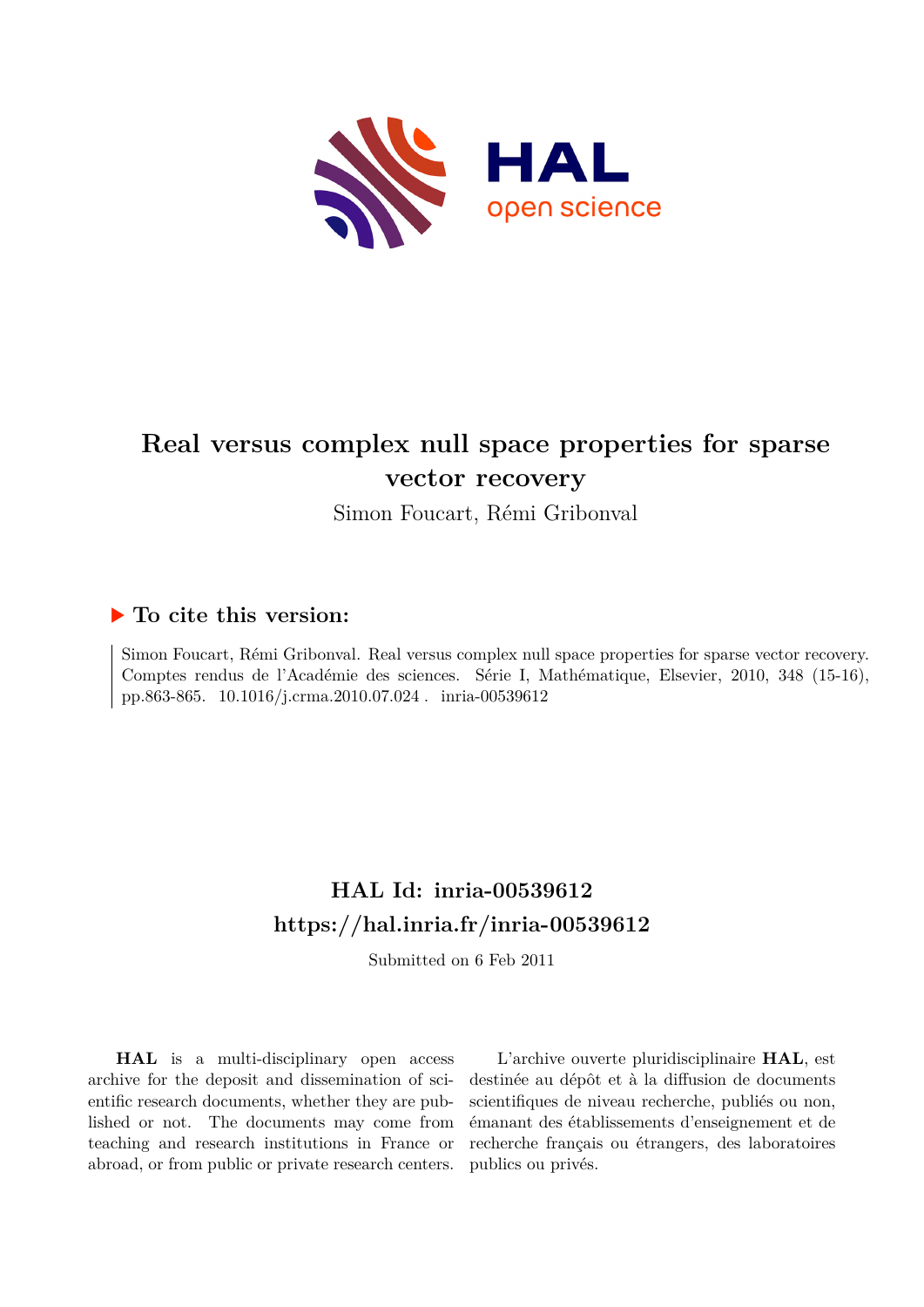# Real versus complex null space properties for sparse vector recovery

Simon Foucart, Rémi Gribonval

## ▶ To cite this version:

Simon Foucart, Rémi Gribonval. Real versus complex null space properties for sparse vector recovery. Comptes rendus de l'Académie des sciences. Série I, Mathématique, Elsevier, 2010, 348 (15-16), pp.863-865. 10.1016/j.crma.2010.07.024 . inria-00539612

## HAL Id: inria-00539612

## https://hal.inria.fr/inria-00539612

Submitted on 6 Feb 2011

**HAL** is a multi-disciplinary open access archive for the deposit and dissemination of scientific research documents, whether they are published or not. The documents may come from teaching and research institutions in France or abroad, or from public or private research centers.

L'archive ouverte pluridisciplinaire **HAL**, est destinée au dépôt et à la diffusion de documents scientifiques de niveau recherche, publiés ou non, émanant des établissements d'enseignement et de recherche français ou étrangers, des laboratoires publics ou privés.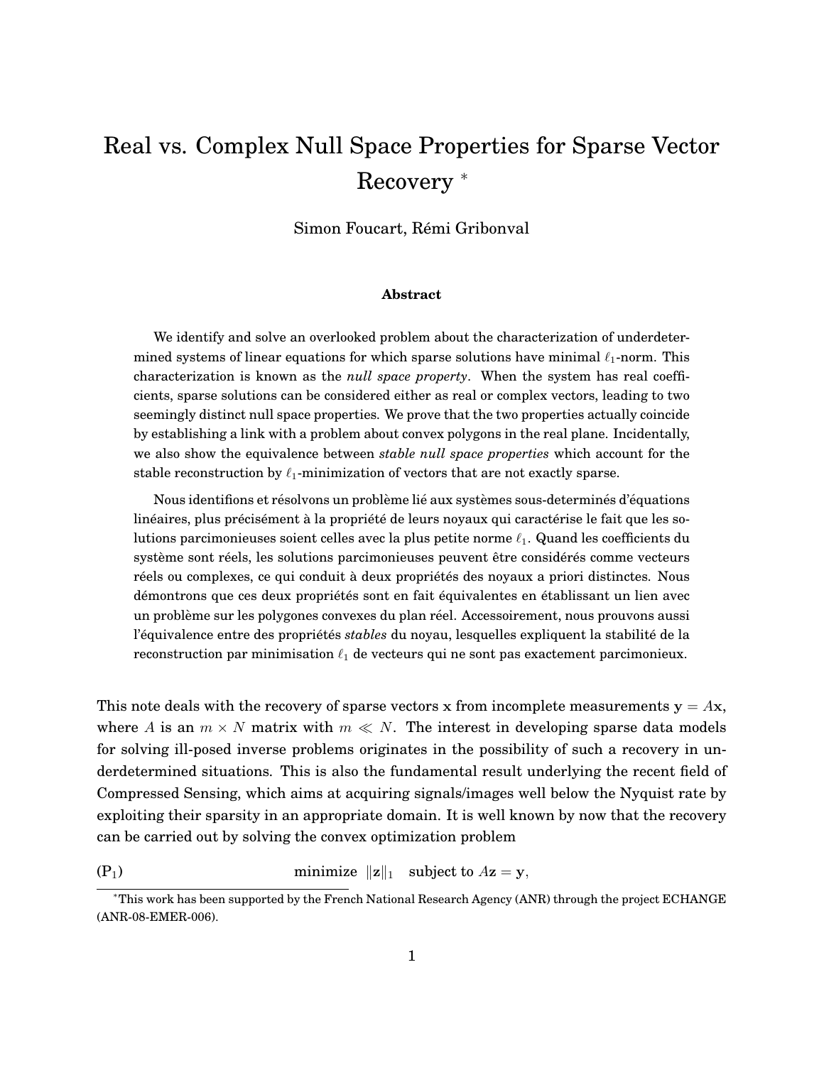# Real vs. Complex Null Space Properties for Sparse Vector Recovery *

Simon Foucart, Rémi Gribonval

### Abstract

We identify and solve an overlooked problem about the characterization of underdetermined systems of linear equations for which sparse solutions have minimal $\ell_1$-norm. This characterization is known as the *null space property*. When the system has real coefficients, sparse solutions can be considered either as real or complex vectors, leading to two seemingly distinct null space properties. We prove that the two properties actually coincide by establishing a link with a problem about convex polygons in the real plane. Incidentally, we also show the equivalence between *stable null space properties* which account for the stable reconstruction by $\ell_1$-minimization of vectors that are not exactly sparse.

Nous identifions et résolvons un problème lié aux systèmes sous-determinés d'équations linéaires, plus précisément à la propriété de leurs noyaux qui caractérise le fait que les solutions parcimonieuses soient celles avec la plus petite norme $\ell_1$. Quand les coefficients du système sont réels, les solutions parcimonieuses peuvent être considérés comme vecteurs réels ou complexes, ce qui conduit à deux propriétés des noyaux a priori distinctes. Nous démontrons que ces deux propriétés sont en fait équivalentes en établissant un lien avec un problème sur les polygones convexes du plan réel. Accessoirement, nous prouvons aussi l'équivalence entre des propriétés *stables* du noyau, lesquelles expliquent la stabilité de la reconstruction par minimisation $\ell_1$ de vecteurs qui ne sont pas exactement parcimonieux.

This note deals with the recovery of sparse vectors $\mathbf{x}$ from incomplete measurements $\mathbf{y} = A\mathbf{x}$, where $A$ is an $m \times N$ matrix with $m \ll N$. The interest in developing sparse data models for solving ill-posed inverse problems originates in the possibility of such a recovery in underdetermined situations. This is also the fundamental result underlying the recent field of Compressed Sensing, which aims at acquiring signals/images well below the Nyquist rate by exploiting their sparsity in an appropriate domain. It is well known by now that the recovery can be carried out by solving the convex optimization problem

$$(\mathrm{P}_1) \qquad \text{minimize } \|\mathbf{z}\|_1 \quad \text{subject to } A\mathbf{z} = \mathbf{y},$$

*This work has been supported by the French National Research Agency (ANR) through the project ECHANGE (ANR-08-EMER-006).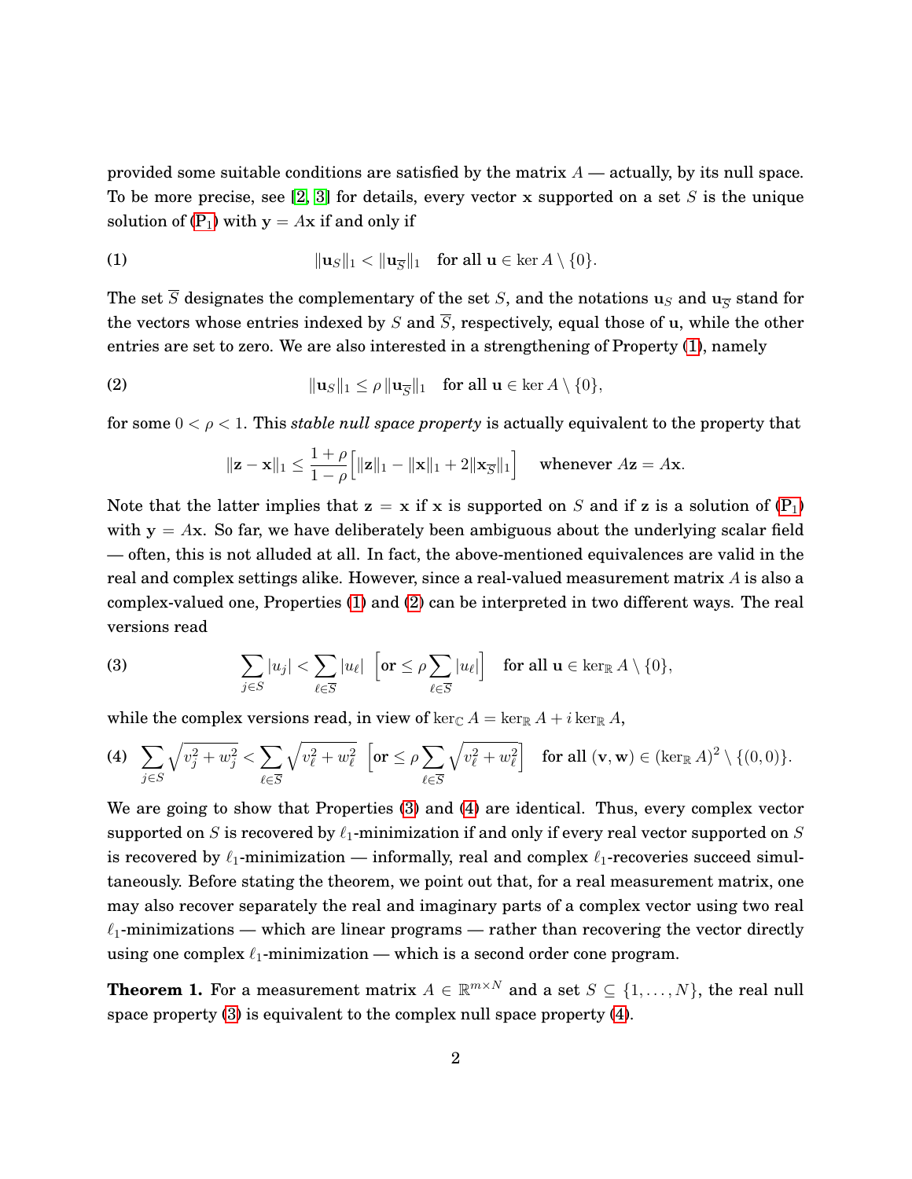provided some suitable conditions are satisfied by the matrix $A$ — actually, by its null space. To be more precise, see [2, 3] for details, every vector $\mathbf{x}$ supported on a set $S$ is the unique solution of (P$_1$) with $\mathbf{y} = A\mathbf{x}$ if and only if

$$\|\mathbf{u}_S\|_1 < \|\mathbf{u}_{\overline{S}}\|_1 \quad \text{for all } \mathbf{u} \in \ker A \setminus \{0\}. \tag{1}$$

The set $\overline{S}$ designates the complementary of the set $S$, and the notations $\mathbf{u}_S$ and $\mathbf{u}_{\overline{S}}$ stand for the vectors whose entries indexed by $S$ and $\overline{S}$, respectively, equal those of $\mathbf{u}$, while the other entries are set to zero. We are also interested in a strengthening of Property (1), namely

$$\|\mathbf{u}_S\|_1 \le \rho \, \|\mathbf{u}_{\overline{S}}\|_1 \quad \text{for all } \mathbf{u} \in \ker A \setminus \{0\}, \tag{2}$$

for some $0 < \rho < 1$. This *stable null space property* is actually equivalent to the property that

$$\|\mathbf{z} - \mathbf{x}\|_1 \le \frac{1+\rho}{1-\rho}\Big[\|\mathbf{z}\|_1 - \|\mathbf{x}\|_1 + 2\|\mathbf{x}_{\overline{S}}\|_1\Big] \quad \text{whenever } A\mathbf{z} = A\mathbf{x}.$$

Note that the latter implies that $\mathbf{z} = \mathbf{x}$ if $\mathbf{x}$ is supported on $S$ and if $\mathbf{z}$ is a solution of (P$_1$) with $\mathbf{y} = A\mathbf{x}$. So far, we have deliberately been ambiguous about the underlying scalar field — often, this is not alluded at all. In fact, the above-mentioned equivalences are valid in the real and complex settings alike. However, since a real-valued measurement matrix $A$ is also a complex-valued one, Properties (1) and (2) can be interpreted in two different ways. The real versions read

$$\sum_{j \in S} |u_j| < \sum_{\ell \in \overline{S}} |u_\ell| \quad \Big[\text{or} \le \rho \sum_{\ell \in \overline{S}} |u_\ell|\Big] \quad \text{for all } \mathbf{u} \in \ker_{\mathbb{R}} A \setminus \{0\}, \tag{3}$$

while the complex versions read, in view of $\ker_{\mathbb{C}} A = \ker_{\mathbb{R}} A + i \ker_{\mathbb{R}} A$,

$$\sum_{j \in S} \sqrt{v_j^2 + w_j^2} < \sum_{\ell \in \overline{S}} \sqrt{v_\ell^2 + w_\ell^2} \quad \Big[\text{or} \le \rho \sum_{\ell \in \overline{S}} \sqrt{v_\ell^2 + w_\ell^2}\Big] \quad \text{for all } (\mathbf{v}, \mathbf{w}) \in (\ker_{\mathbb{R}} A)^2 \setminus \{(0,0)\}. \tag{4}$$

We are going to show that Properties (3) and (4) are identical. Thus, every complex vector supported on $S$ is recovered by $\ell_1$-minimization if and only if every real vector supported on $S$ is recovered by $\ell_1$-minimization — informally, real and complex $\ell_1$-recoveries succeed simultaneously. Before stating the theorem, we point out that, for a real measurement matrix, one may also recover separately the real and imaginary parts of a complex vector using two real $\ell_1$-minimizations — which are linear programs — rather than recovering the vector directly using one complex $\ell_1$-minimization — which is a second order cone program.

**Theorem 1.** For a measurement matrix $A \in \mathbb{R}^{m \times N}$ and a set $S \subseteq \{1, \ldots, N\}$, the real null space property (3) is equivalent to the complex null space property (4).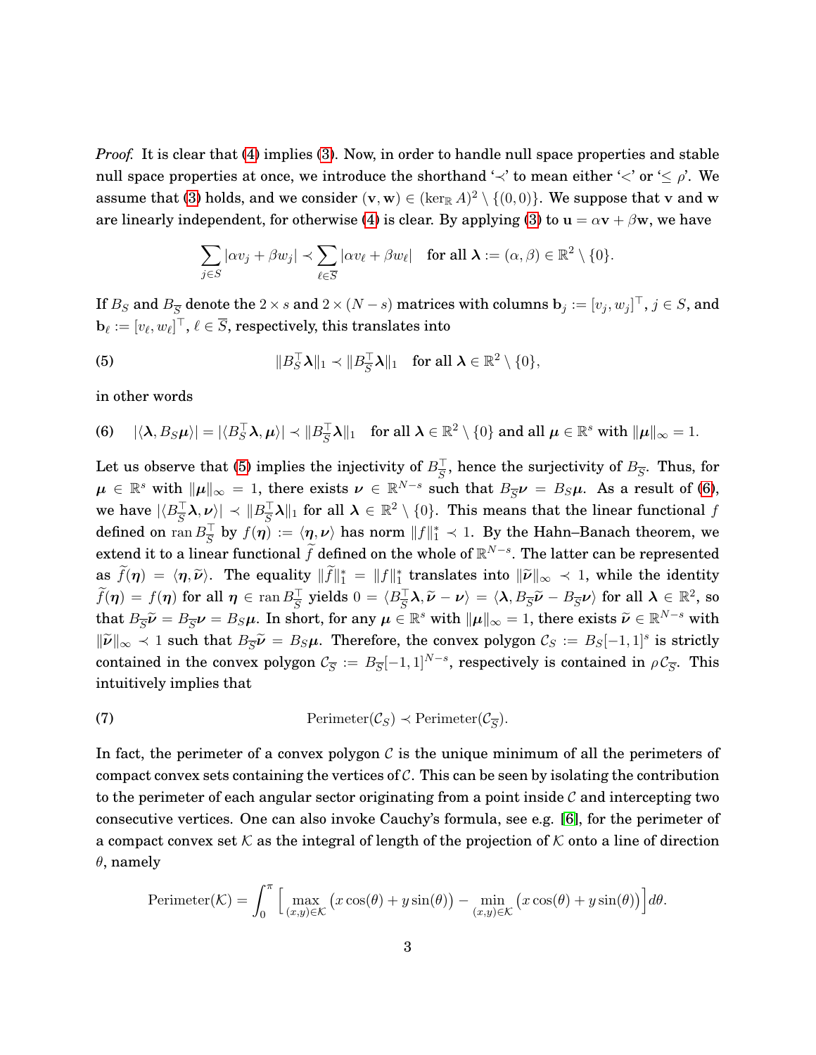*Proof.* It is clear that (4) implies (3). Now, in order to handle null space properties and stable null space properties at once, we introduce the shorthand '$\prec$' to mean either '$<$' or '$\le \rho$'. We assume that (3) holds, and we consider $(\mathbf{v}, \mathbf{w}) \in (\ker_{\mathbb{R}} A)^2 \setminus \{(0,0)\}$. We suppose that $\mathbf{v}$ and $\mathbf{w}$ are linearly independent, for otherwise (4) is clear. By applying (3) to $\mathbf{u} = \alpha \mathbf{v} + \beta \mathbf{w}$, we have

$$\sum_{j \in S} |\alpha v_j + \beta w_j| \prec \sum_{\ell \in \overline{S}} |\alpha v_\ell + \beta w_\ell| \quad \text{for all } \boldsymbol{\lambda} := (\alpha, \beta) \in \mathbb{R}^2 \setminus \{0\}.$$

If $B_S$ and $B_{\overline{S}}$ denote the $2 \times s$ and $2 \times (N-s)$ matrices with columns $\mathbf{b}_j := [v_j, w_j]^\top$, $j \in S$, and $\mathbf{b}_\ell := [v_\ell, w_\ell]^\top$, $\ell \in \overline{S}$, respectively, this translates into

$$\|B_S^\top \boldsymbol{\lambda}\|_1 \prec \|B_{\overline{S}}^\top \boldsymbol{\lambda}\|_1 \quad \text{for all } \boldsymbol{\lambda} \in \mathbb{R}^2 \setminus \{0\}, \tag{5}$$

in other words

$$|\langle \boldsymbol{\lambda}, B_S \boldsymbol{\mu} \rangle| = |\langle B_S^\top \boldsymbol{\lambda}, \boldsymbol{\mu} \rangle| \prec \|B_{\overline{S}}^\top \boldsymbol{\lambda}\|_1 \quad \text{for all } \boldsymbol{\lambda} \in \mathbb{R}^2 \setminus \{0\} \text{ and all } \boldsymbol{\mu} \in \mathbb{R}^s \text{ with } \|\boldsymbol{\mu}\|_\infty = 1. \tag{6}$$

Let us observe that (5) implies the injectivity of $B_{\overline{S}}^\top$, hence the surjectivity of $B_{\overline{S}}$. Thus, for $\boldsymbol{\mu} \in \mathbb{R}^s$ with $\|\boldsymbol{\mu}\|_\infty = 1$, there exists $\boldsymbol{\nu} \in \mathbb{R}^{N-s}$ such that $B_{\overline{S}} \boldsymbol{\nu} = B_S \boldsymbol{\mu}$. As a result of (6), we have $|\langle B_{\overline{S}}^\top \boldsymbol{\lambda}, \boldsymbol{\nu} \rangle| \prec \|B_{\overline{S}}^\top \boldsymbol{\lambda}\|_1$ for all $\boldsymbol{\lambda} \in \mathbb{R}^2 \setminus \{0\}$. This means that the linear functional $f$ defined on $\operatorname{ran} B_{\overline{S}}^\top$ by $f(\boldsymbol{\eta}) := \langle \boldsymbol{\eta}, \boldsymbol{\nu} \rangle$ has norm $\|f\|_1^* \prec 1$. By the Hahn–Banach theorem, we extend it to a linear functional $\widetilde{f}$ defined on the whole of $\mathbb{R}^{N-s}$. The latter can be represented as $\widetilde{f}(\boldsymbol{\eta}) = \langle \boldsymbol{\eta}, \widetilde{\boldsymbol{\nu}} \rangle$. The equality $\|\widetilde{f}\|_1^* = \|f\|_1^*$ translates into $\|\widetilde{\boldsymbol{\nu}}\|_\infty \prec 1$, while the identity $\widetilde{f}(\boldsymbol{\eta}) = f(\boldsymbol{\eta})$ for all $\boldsymbol{\eta} \in \operatorname{ran} B_{\overline{S}}^\top$ yields $0 = \langle B_{\overline{S}}^\top \boldsymbol{\lambda}, \widetilde{\boldsymbol{\nu}} - \boldsymbol{\nu} \rangle = \langle \boldsymbol{\lambda}, B_{\overline{S}} \widetilde{\boldsymbol{\nu}} - B_{\overline{S}} \boldsymbol{\nu} \rangle$ for all $\boldsymbol{\lambda} \in \mathbb{R}^2$, so that $B_{\overline{S}} \widetilde{\boldsymbol{\nu}} = B_{\overline{S}} \boldsymbol{\nu} = B_S \boldsymbol{\mu}$. In short, for any $\boldsymbol{\mu} \in \mathbb{R}^s$ with $\|\boldsymbol{\mu}\|_\infty = 1$, there exists $\widetilde{\boldsymbol{\nu}} \in \mathbb{R}^{N-s}$ with $\|\widetilde{\boldsymbol{\nu}}\|_\infty \prec 1$ such that $B_{\overline{S}} \widetilde{\boldsymbol{\nu}} = B_S \boldsymbol{\mu}$. Therefore, the convex polygon $\mathcal{C}_S := B_S [-1,1]^s$ is strictly contained in the convex polygon $\mathcal{C}_{\overline{S}} := B_{\overline{S}} [-1,1]^{N-s}$, respectively is contained in $\rho \mathcal{C}_{\overline{S}}$. This intuitively implies that

$$\operatorname{Perimeter}(\mathcal{C}_S) \prec \operatorname{Perimeter}(\mathcal{C}_{\overline{S}}). \tag{7}$$

In fact, the perimeter of a convex polygon $\mathcal{C}$ is the unique minimum of all the perimeters of compact convex sets containing the vertices of $\mathcal{C}$. This can be seen by isolating the contribution to the perimeter of each angular sector originating from a point inside $\mathcal{C}$ and intercepting two consecutive vertices. One can also invoke Cauchy's formula, see e.g. [6], for the perimeter of a compact convex set $\mathcal{K}$ as the integral of length of the projection of $\mathcal{K}$ onto a line of direction $\theta$, namely

$$\operatorname{Perimeter}(\mathcal{K}) = \int_0^\pi \Big[ \max_{(x,y) \in \mathcal{K}} \big( x \cos(\theta) + y \sin(\theta) \big) - \min_{(x,y) \in \mathcal{K}} \big( x \cos(\theta) + y \sin(\theta) \big) \Big] d\theta.$$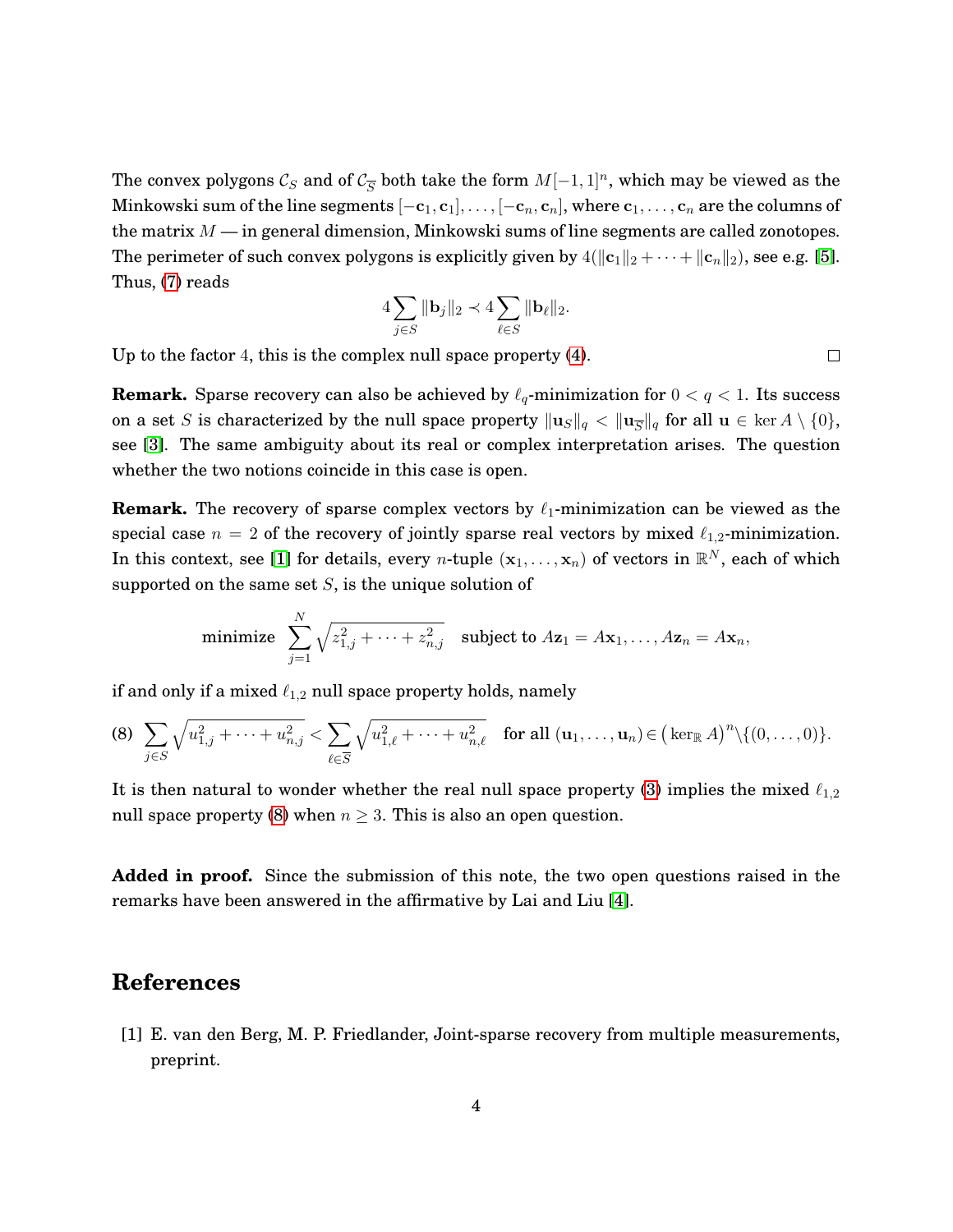The convex polygons $\mathcal{C}_S$ and of $\mathcal{C}_{\overline{S}}$ both take the form $M[-1,1]^n$, which may be viewed as the Minkowski sum of the line segments $[-\mathbf{c}_1, \mathbf{c}_1], \ldots, [-\mathbf{c}_n, \mathbf{c}_n]$, where $\mathbf{c}_1, \ldots, \mathbf{c}_n$ are the columns of the matrix $M$ — in general dimension, Minkowski sums of line segments are called zonotopes. The perimeter of such convex polygons is explicitly given by $4(\|\mathbf{c}_1\|_2 + \cdots + \|\mathbf{c}_n\|_2)$, see e.g. [5]. Thus, (7) reads

$$4 \sum_{j \in S} \|\mathbf{b}_j\|_2 \prec 4 \sum_{\ell \in S} \|\mathbf{b}_\ell\|_2.$$

Up to the factor 4, this is the complex null space property (4). □

**Remark.** Sparse recovery can also be achieved by $\ell_q$-minimization for $0 < q < 1$. Its success on a set $S$ is characterized by the null space property $\|\mathbf{u}_S\|_q < \|\mathbf{u}_{\overline{S}}\|_q$ for all $\mathbf{u} \in \ker A \setminus \{0\}$, see [3]. The same ambiguity about its real or complex interpretation arises. The question whether the two notions coincide in this case is open.

**Remark.** The recovery of sparse complex vectors by $\ell_1$-minimization can be viewed as the special case $n = 2$ of the recovery of jointly sparse real vectors by mixed $\ell_{1,2}$-minimization. In this context, see [1] for details, every $n$-tuple $(\mathbf{x}_1, \ldots, \mathbf{x}_n)$ of vectors in $\mathbb{R}^N$, each of which supported on the same set $S$, is the unique solution of

$$\text{minimize } \sum_{j=1}^{N} \sqrt{z_{1,j}^2 + \cdots + z_{n,j}^2} \quad \text{subject to } A\mathbf{z}_1 = A\mathbf{x}_1, \ldots, A\mathbf{z}_n = A\mathbf{x}_n,$$

if and only if a mixed $\ell_{1,2}$ null space property holds, namely

$$\text{(8)} \quad \sum_{j \in S} \sqrt{u_{1,j}^2 + \cdots + u_{n,j}^2} < \sum_{\ell \in \overline{S}} \sqrt{u_{1,\ell}^2 + \cdots + u_{n,\ell}^2} \quad \text{for all } (\mathbf{u}_1, \ldots, \mathbf{u}_n) \in \big(\ker_{\mathbb{R}} A\big)^n \setminus \{(0, \ldots, 0)\}.$$

It is then natural to wonder whether the real null space property (3) implies the mixed $\ell_{1,2}$ null space property (8) when $n \geq 3$. This is also an open question.

**Added in proof.** Since the submission of this note, the two open questions raised in the remarks have been answered in the affirmative by Lai and Liu [4].

## References

[1] E. van den Berg, M. P. Friedlander, Joint-sparse recovery from multiple measurements, preprint.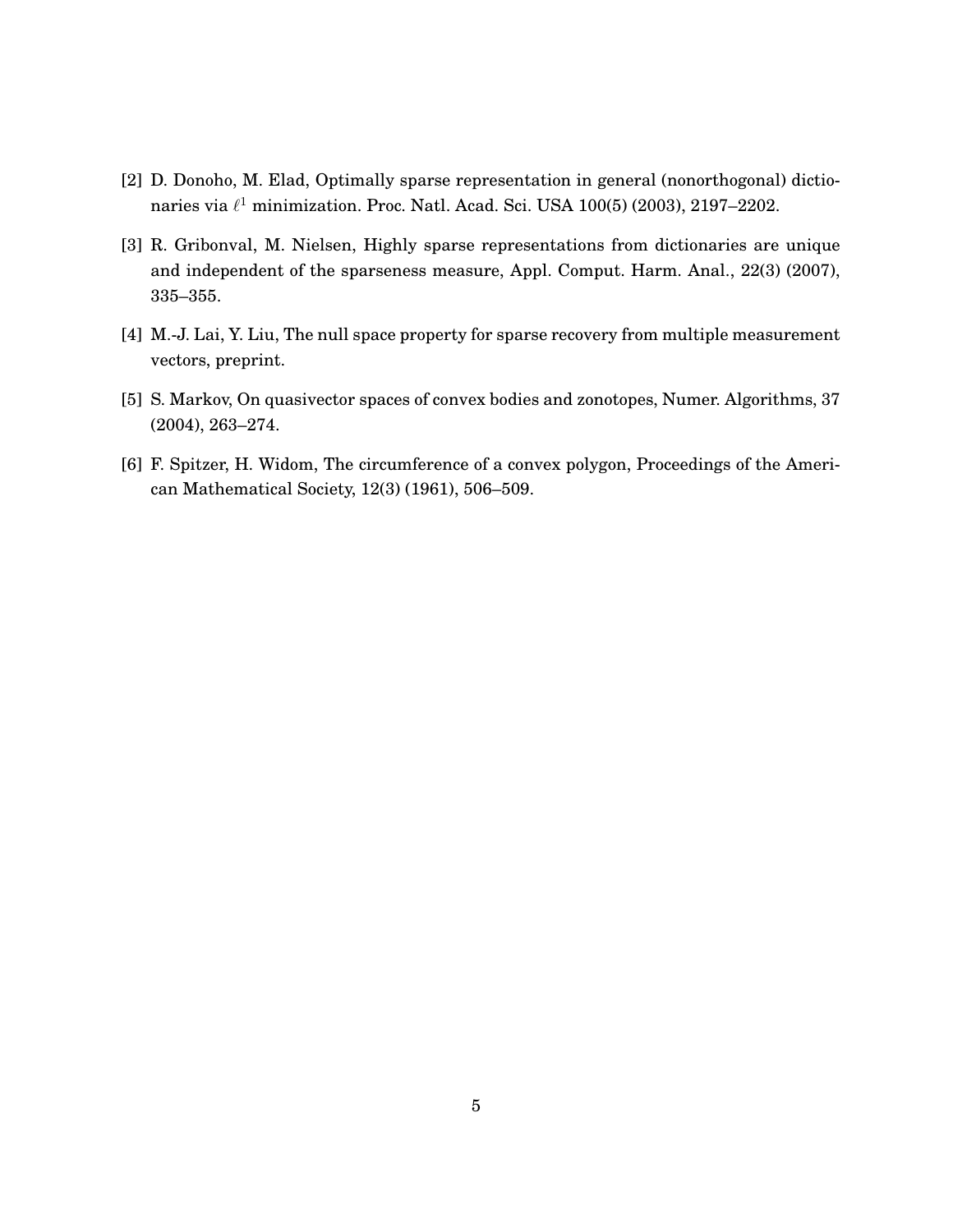[2] D. Donoho, M. Elad, Optimally sparse representation in general (nonorthogonal) dictionaries via $\ell^1$ minimization. Proc. Natl. Acad. Sci. USA 100(5) (2003), 2197–2202.

[3] R. Gribonval, M. Nielsen, Highly sparse representations from dictionaries are unique and independent of the sparseness measure, Appl. Comput. Harm. Anal., 22(3) (2007), 335–355.

[4] M.-J. Lai, Y. Liu, The null space property for sparse recovery from multiple measurement vectors, preprint.

[5] S. Markov, On quasivector spaces of convex bodies and zonotopes, Numer. Algorithms, 37 (2004), 263–274.

[6] F. Spitzer, H. Widom, The circumference of a convex polygon, Proceedings of the American Mathematical Society, 12(3) (1961), 506–509.